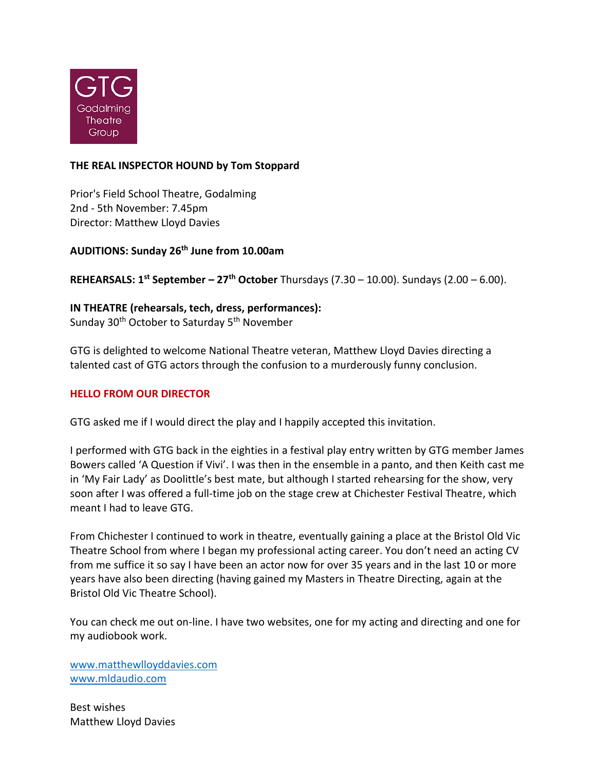GTG
Godalming
Theatre
Group

**THE REAL INSPECTOR HOUND by Tom Stoppard**

Prior's Field School Theatre, Godalming
2nd - 5th November: 7.45pm
Director: Matthew Lloyd Davies

**AUDITIONS: Sunday 26th June from 10.00am**

**REHEARSALS: 1st September – 27th October** Thursdays (7.30 – 10.00). Sundays (2.00 – 6.00).

**IN THEATRE (rehearsals, tech, dress, performances):**
Sunday 30th October to Saturday 5th November

GTG is delighted to welcome National Theatre veteran, Matthew Lloyd Davies directing a talented cast of GTG actors through the confusion to a murderously funny conclusion.

**HELLO FROM OUR DIRECTOR**

GTG asked me if I would direct the play and I happily accepted this invitation.

I performed with GTG back in the eighties in a festival play entry written by GTG member James Bowers called 'A Question if Vivi'. I was then in the ensemble in a panto, and then Keith cast me in 'My Fair Lady' as Doolittle's best mate, but although I started rehearsing for the show, very soon after I was offered a full-time job on the stage crew at Chichester Festival Theatre, which meant I had to leave GTG.

From Chichester I continued to work in theatre, eventually gaining a place at the Bristol Old Vic Theatre School from where I began my professional acting career. You don't need an acting CV from me suffice it so say I have been an actor now for over 35 years and in the last 10 or more years have also been directing (having gained my Masters in Theatre Directing, again at the Bristol Old Vic Theatre School).

You can check me out on-line. I have two websites, one for my acting and directing and one for my audiobook work.

www.matthewlloyddavies.com
www.mldaudio.com

Best wishes
Matthew Lloyd Davies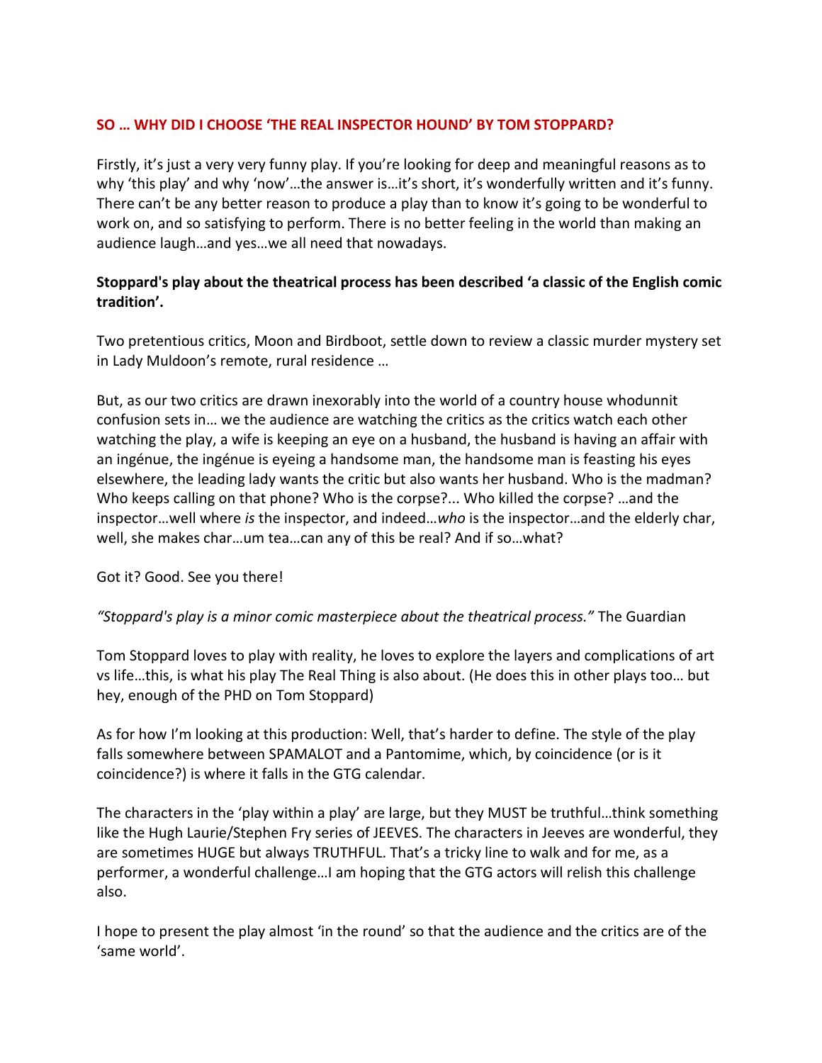## SO … WHY DID I CHOOSE 'THE REAL INSPECTOR HOUND' BY TOM STOPPARD?

Firstly, it's just a very very funny play. If you're looking for deep and meaningful reasons as to why 'this play' and why 'now'…the answer is…it's short, it's wonderfully written and it's funny. There can't be any better reason to produce a play than to know it's going to be wonderful to work on, and so satisfying to perform. There is no better feeling in the world than making an audience laugh…and yes…we all need that nowadays.

**Stoppard's play about the theatrical process has been described 'a classic of the English comic tradition'.**

Two pretentious critics, Moon and Birdboot, settle down to review a classic murder mystery set in Lady Muldoon's remote, rural residence …

But, as our two critics are drawn inexorably into the world of a country house whodunnit confusion sets in… we the audience are watching the critics as the critics watch each other watching the play, a wife is keeping an eye on a husband, the husband is having an affair with an ingénue, the ingénue is eyeing a handsome man, the handsome man is feasting his eyes elsewhere, the leading lady wants the critic but also wants her husband. Who is the madman? Who keeps calling on that phone? Who is the corpse?... Who killed the corpse? …and the inspector…well where *is* the inspector, and indeed…*who* is the inspector…and the elderly char, well, she makes char…um tea…can any of this be real? And if so…what?

Got it? Good. See you there!

*"Stoppard's play is a minor comic masterpiece about the theatrical process."* The Guardian

Tom Stoppard loves to play with reality, he loves to explore the layers and complications of art vs life…this, is what his play The Real Thing is also about. (He does this in other plays too… but hey, enough of the PHD on Tom Stoppard)

As for how I'm looking at this production: Well, that's harder to define. The style of the play falls somewhere between SPAMALOT and a Pantomime, which, by coincidence (or is it coincidence?) is where it falls in the GTG calendar.

The characters in the 'play within a play' are large, but they MUST be truthful…think something like the Hugh Laurie/Stephen Fry series of JEEVES. The characters in Jeeves are wonderful, they are sometimes HUGE but always TRUTHFUL. That's a tricky line to walk and for me, as a performer, a wonderful challenge…I am hoping that the GTG actors will relish this challenge also.

I hope to present the play almost 'in the round' so that the audience and the critics are of the 'same world'.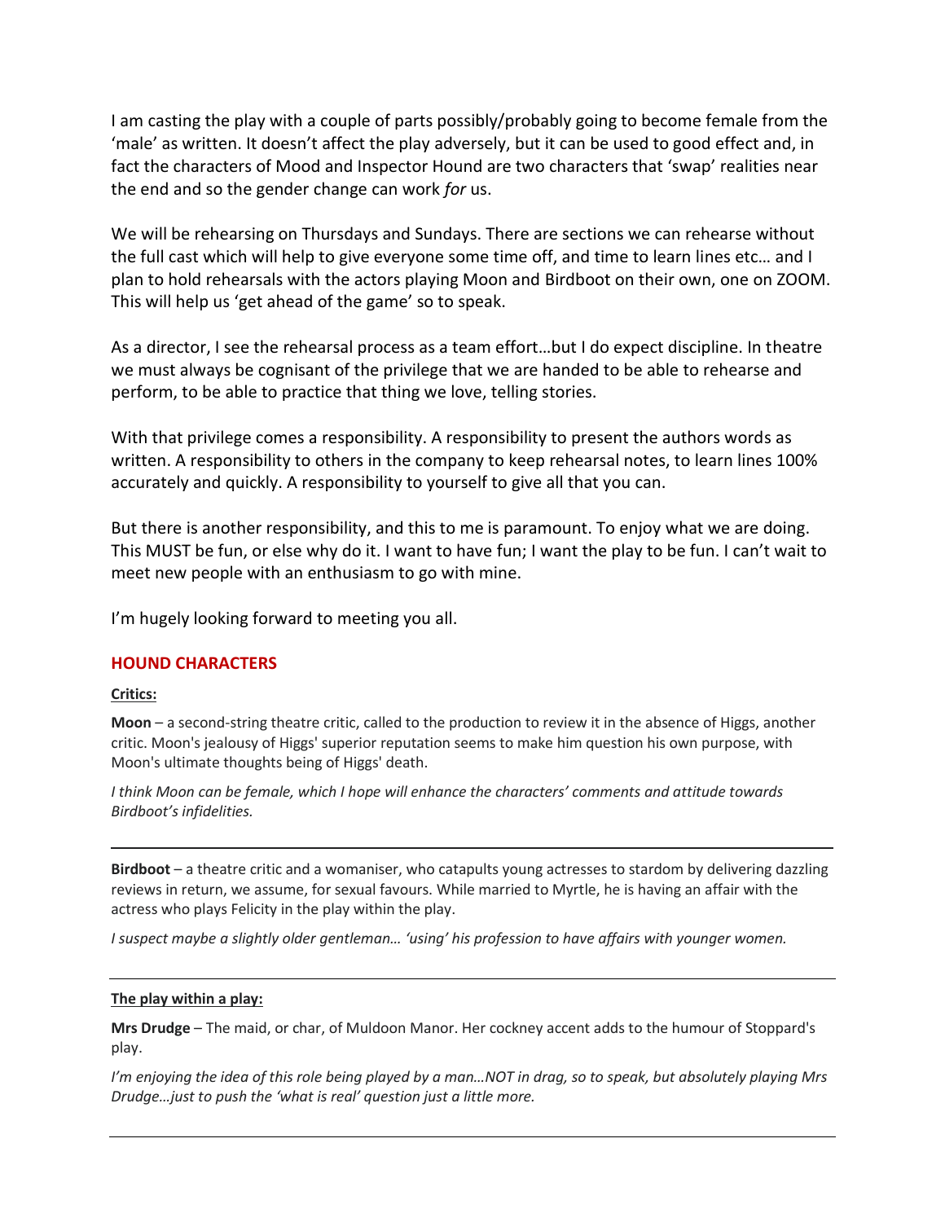I am casting the play with a couple of parts possibly/probably going to become female from the 'male' as written. It doesn't affect the play adversely, but it can be used to good effect and, in fact the characters of Mood and Inspector Hound are two characters that 'swap' realities near the end and so the gender change can work *for* us.

We will be rehearsing on Thursdays and Sundays. There are sections we can rehearse without the full cast which will help to give everyone some time off, and time to learn lines etc… and I plan to hold rehearsals with the actors playing Moon and Birdboot on their own, one on ZOOM. This will help us 'get ahead of the game' so to speak.

As a director, I see the rehearsal process as a team effort…but I do expect discipline. In theatre we must always be cognisant of the privilege that we are handed to be able to rehearse and perform, to be able to practice that thing we love, telling stories.

With that privilege comes a responsibility. A responsibility to present the authors words as written. A responsibility to others in the company to keep rehearsal notes, to learn lines 100% accurately and quickly. A responsibility to yourself to give all that you can.

But there is another responsibility, and this to me is paramount. To enjoy what we are doing. This MUST be fun, or else why do it. I want to have fun; I want the play to be fun. I can't wait to meet new people with an enthusiasm to go with mine.

I'm hugely looking forward to meeting you all.

## HOUND CHARACTERS

**Critics:**

**Moon** – a second-string theatre critic, called to the production to review it in the absence of Higgs, another critic. Moon's jealousy of Higgs' superior reputation seems to make him question his own purpose, with Moon's ultimate thoughts being of Higgs' death.

*I think Moon can be female, which I hope will enhance the characters' comments and attitude towards Birdboot's infidelities.*

---

**Birdboot** – a theatre critic and a womaniser, who catapults young actresses to stardom by delivering dazzling reviews in return, we assume, for sexual favours. While married to Myrtle, he is having an affair with the actress who plays Felicity in the play within the play.

*I suspect maybe a slightly older gentleman… 'using' his profession to have affairs with younger women.*

---

**The play within a play:**

**Mrs Drudge** – The maid, or char, of Muldoon Manor. Her cockney accent adds to the humour of Stoppard's play.

*I'm enjoying the idea of this role being played by a man…NOT in drag, so to speak, but absolutely playing Mrs Drudge…just to push the 'what is real' question just a little more.*

---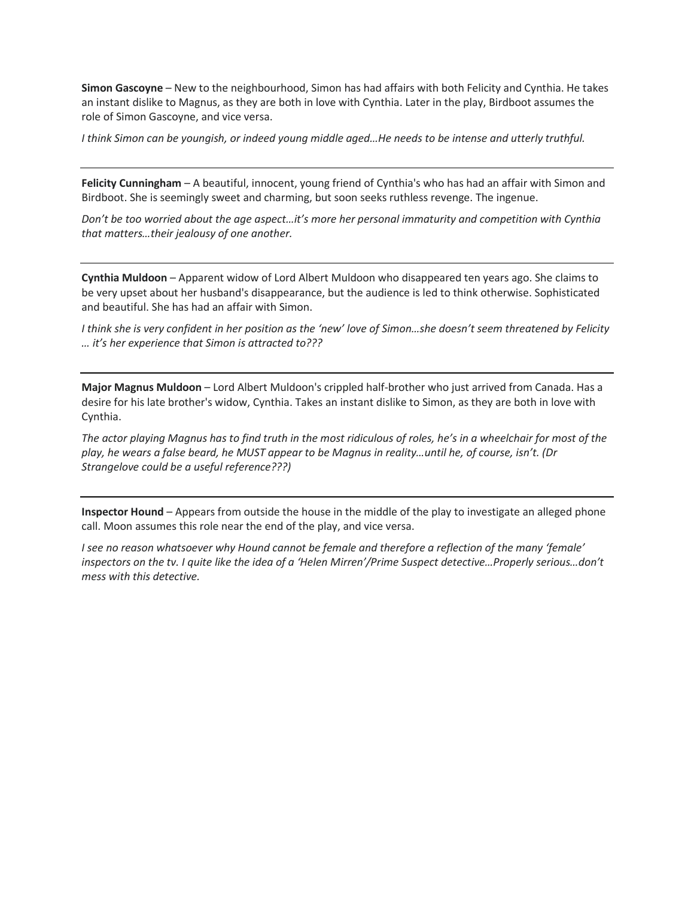**Simon Gascoyne** – New to the neighbourhood, Simon has had affairs with both Felicity and Cynthia. He takes an instant dislike to Magnus, as they are both in love with Cynthia. Later in the play, Birdboot assumes the role of Simon Gascoyne, and vice versa.

*I think Simon can be youngish, or indeed young middle aged…He needs to be intense and utterly truthful.*

---

**Felicity Cunningham** – A beautiful, innocent, young friend of Cynthia's who has had an affair with Simon and Birdboot. She is seemingly sweet and charming, but soon seeks ruthless revenge. The ingenue.

*Don't be too worried about the age aspect…it's more her personal immaturity and competition with Cynthia that matters…their jealousy of one another.*

---

**Cynthia Muldoon** – Apparent widow of Lord Albert Muldoon who disappeared ten years ago. She claims to be very upset about her husband's disappearance, but the audience is led to think otherwise. Sophisticated and beautiful. She has had an affair with Simon.

*I think she is very confident in her position as the 'new' love of Simon…she doesn't seem threatened by Felicity … it's her experience that Simon is attracted to???*

---

**Major Magnus Muldoon** – Lord Albert Muldoon's crippled half-brother who just arrived from Canada. Has a desire for his late brother's widow, Cynthia. Takes an instant dislike to Simon, as they are both in love with Cynthia.

*The actor playing Magnus has to find truth in the most ridiculous of roles, he's in a wheelchair for most of the play, he wears a false beard, he MUST appear to be Magnus in reality…until he, of course, isn't. (Dr Strangelove could be a useful reference???)*

---

**Inspector Hound** – Appears from outside the house in the middle of the play to investigate an alleged phone call. Moon assumes this role near the end of the play, and vice versa.

*I see no reason whatsoever why Hound cannot be female and therefore a reflection of the many 'female' inspectors on the tv. I quite like the idea of a 'Helen Mirren'/Prime Suspect detective…Properly serious…don't mess with this detective.*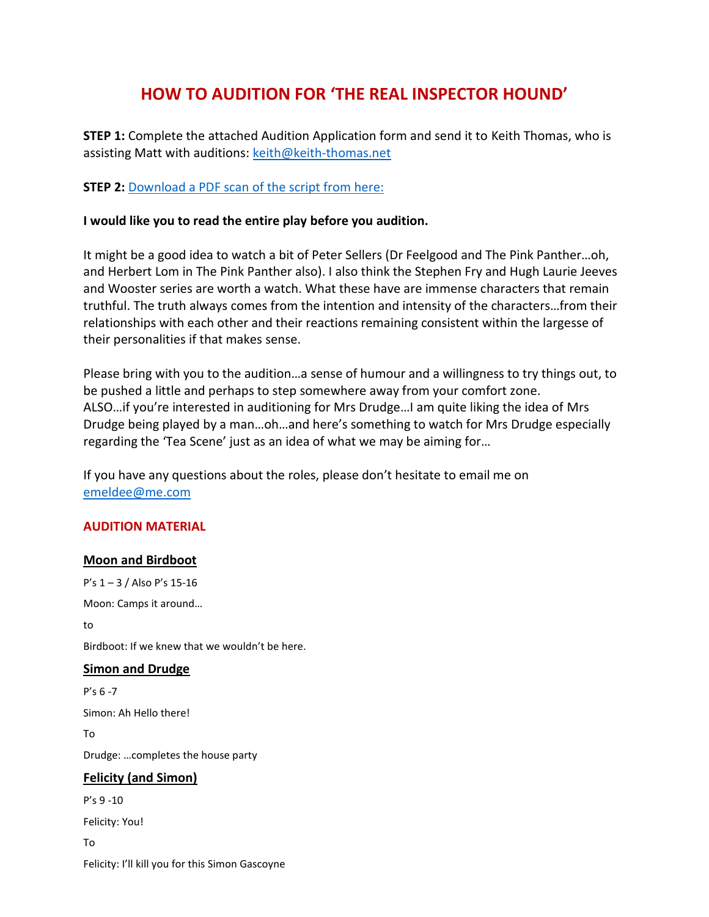# HOW TO AUDITION FOR 'THE REAL INSPECTOR HOUND'

**STEP 1:** Complete the attached Audition Application form and send it to Keith Thomas, who is assisting Matt with auditions: keith@keith-thomas.net

**STEP 2:** Download a PDF scan of the script from here:

**I would like you to read the entire play before you audition.**

It might be a good idea to watch a bit of Peter Sellers (Dr Feelgood and The Pink Panther…oh, and Herbert Lom in The Pink Panther also). I also think the Stephen Fry and Hugh Laurie Jeeves and Wooster series are worth a watch. What these have are immense characters that remain truthful. The truth always comes from the intention and intensity of the characters…from their relationships with each other and their reactions remaining consistent within the largesse of their personalities if that makes sense.

Please bring with you to the audition…a sense of humour and a willingness to try things out, to be pushed a little and perhaps to step somewhere away from your comfort zone.
ALSO…if you're interested in auditioning for Mrs Drudge…I am quite liking the idea of Mrs Drudge being played by a man…oh…and here's something to watch for Mrs Drudge especially regarding the 'Tea Scene' just as an idea of what we may be aiming for…

If you have any questions about the roles, please don't hesitate to email me on emeldee@me.com

## AUDITION MATERIAL

### Moon and Birdboot

P's 1 – 3 / Also P's 15-16

Moon: Camps it around…

to

Birdboot: If we knew that we wouldn't be here.

### Simon and Drudge

P's 6 -7

Simon: Ah Hello there!

To

Drudge: …completes the house party

### Felicity (and Simon)

P's 9 -10

Felicity: You!

To

Felicity: I'll kill you for this Simon Gascoyne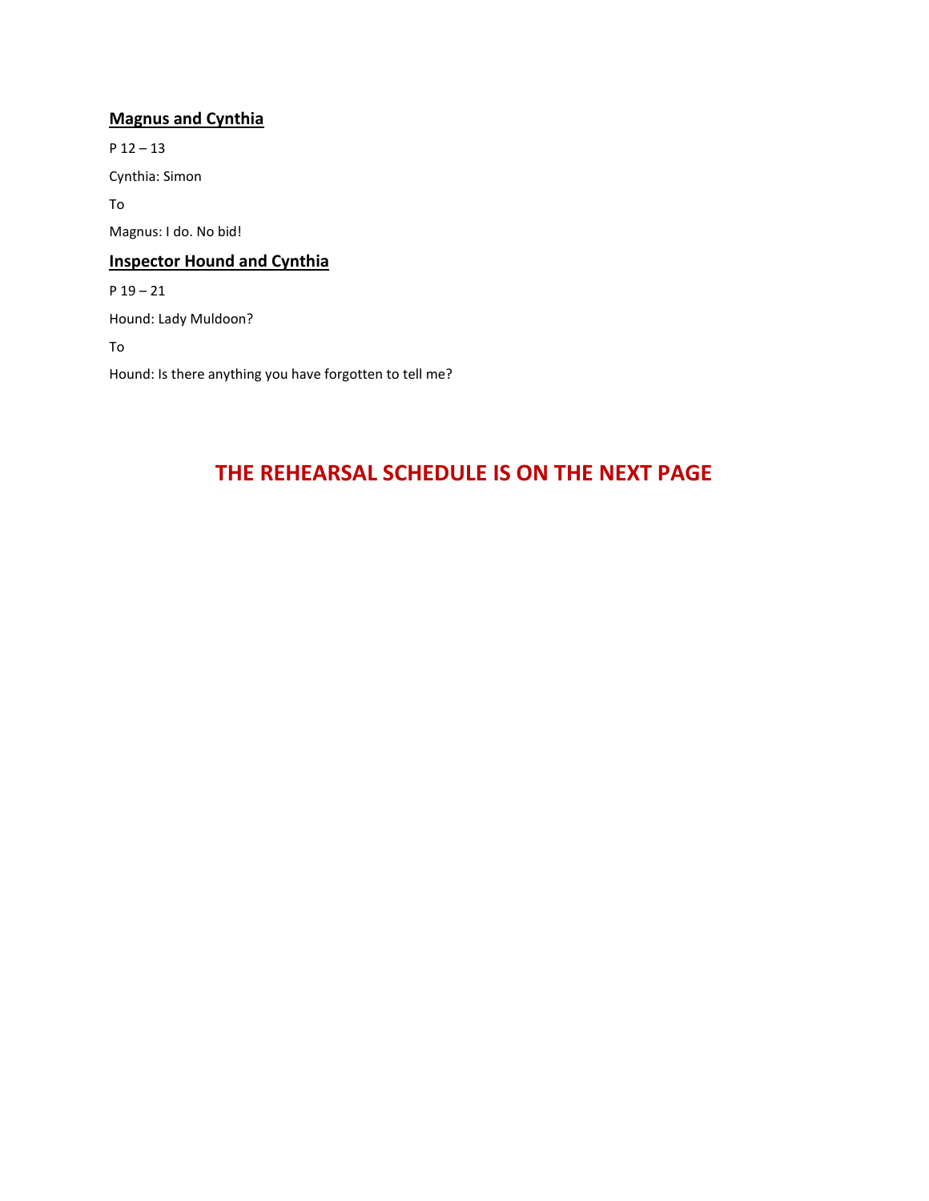## Magnus and Cynthia

P 12 – 13

Cynthia: Simon

To

Magnus: I do. No bid!

## Inspector Hound and Cynthia

P 19 – 21

Hound: Lady Muldoon?

To

Hound: Is there anything you have forgotten to tell me?

**THE REHEARSAL SCHEDULE IS ON THE NEXT PAGE**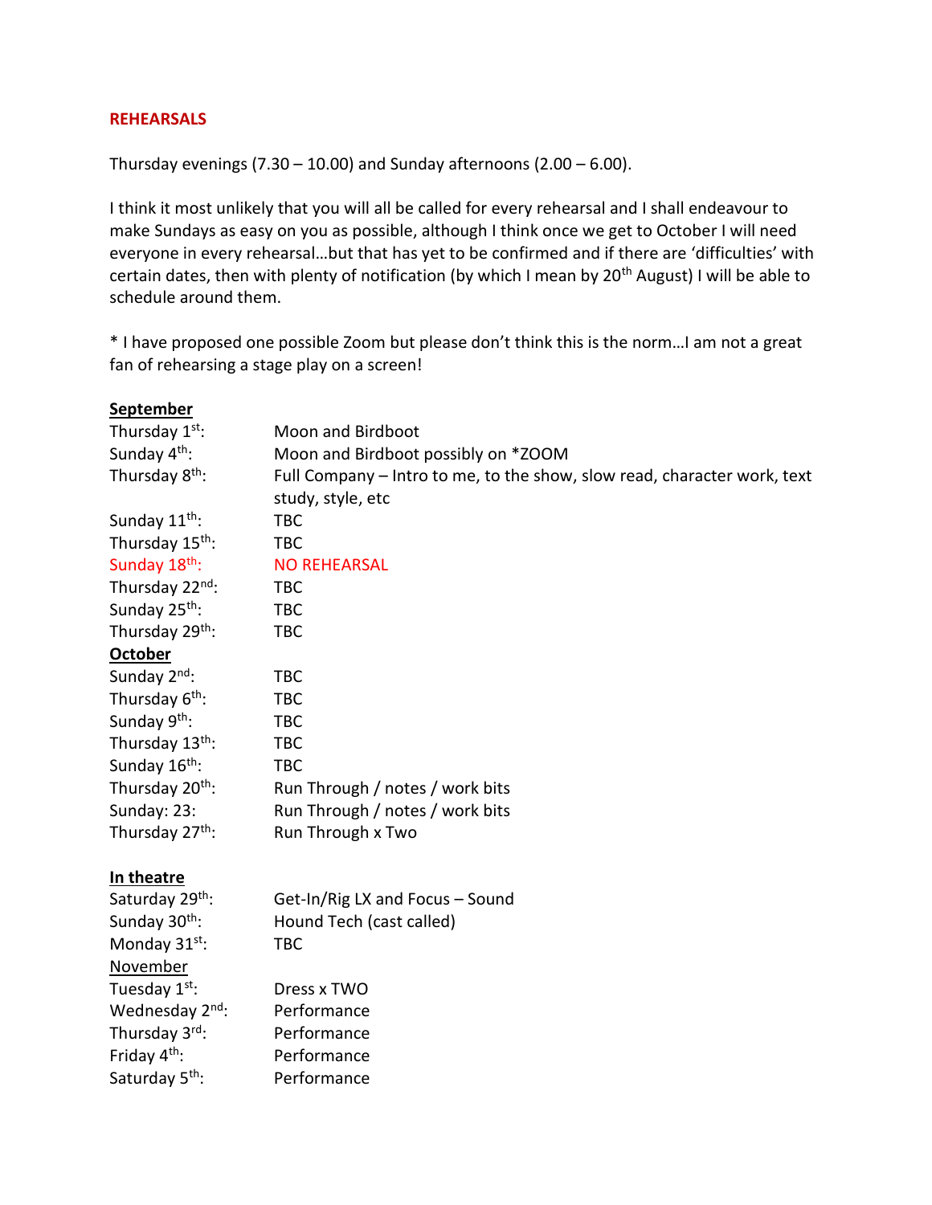## REHEARSALS

Thursday evenings (7.30 – 10.00) and Sunday afternoons (2.00 – 6.00).

I think it most unlikely that you will all be called for every rehearsal and I shall endeavour to make Sundays as easy on you as possible, although I think once we get to October I will need everyone in every rehearsal…but that has yet to be confirmed and if there are 'difficulties' with certain dates, then with plenty of notification (by which I mean by 20th August) I will be able to schedule around them.

* I have proposed one possible Zoom but please don't think this is the norm…I am not a great fan of rehearsing a stage play on a screen!

| | |
|---|---|
| **September** | |
| Thursday 1st: | Moon and Birdboot |
| Sunday 4th: | Moon and Birdboot possibly on *ZOOM |
| Thursday 8th: | Full Company – Intro to me, to the show, slow read, character work, text study, style, etc |
| Sunday 11th: | TBC |
| Thursday 15th: | TBC |
| Sunday 18th: | NO REHEARSAL |
| Thursday 22nd: | TBC |
| Sunday 25th: | TBC |
| Thursday 29th: | TBC |
| **October** | |
| Sunday 2nd: | TBC |
| Thursday 6th: | TBC |
| Sunday 9th: | TBC |
| Thursday 13th: | TBC |
| Sunday 16th: | TBC |
| Thursday 20th: | Run Through / notes / work bits |
| Sunday: 23: | Run Through / notes / work bits |
| Thursday 27th: | Run Through x Two |
| | |
| **In theatre** | |
| Saturday 29th: | Get-In/Rig LX and Focus – Sound |
| Sunday 30th: | Hound Tech (cast called) |
| Monday 31st: | TBC |
| November | |
| Tuesday 1st: | Dress x TWO |
| Wednesday 2nd: | Performance |
| Thursday 3rd: | Performance |
| Friday 4th: | Performance |
| Saturday 5th: | Performance |